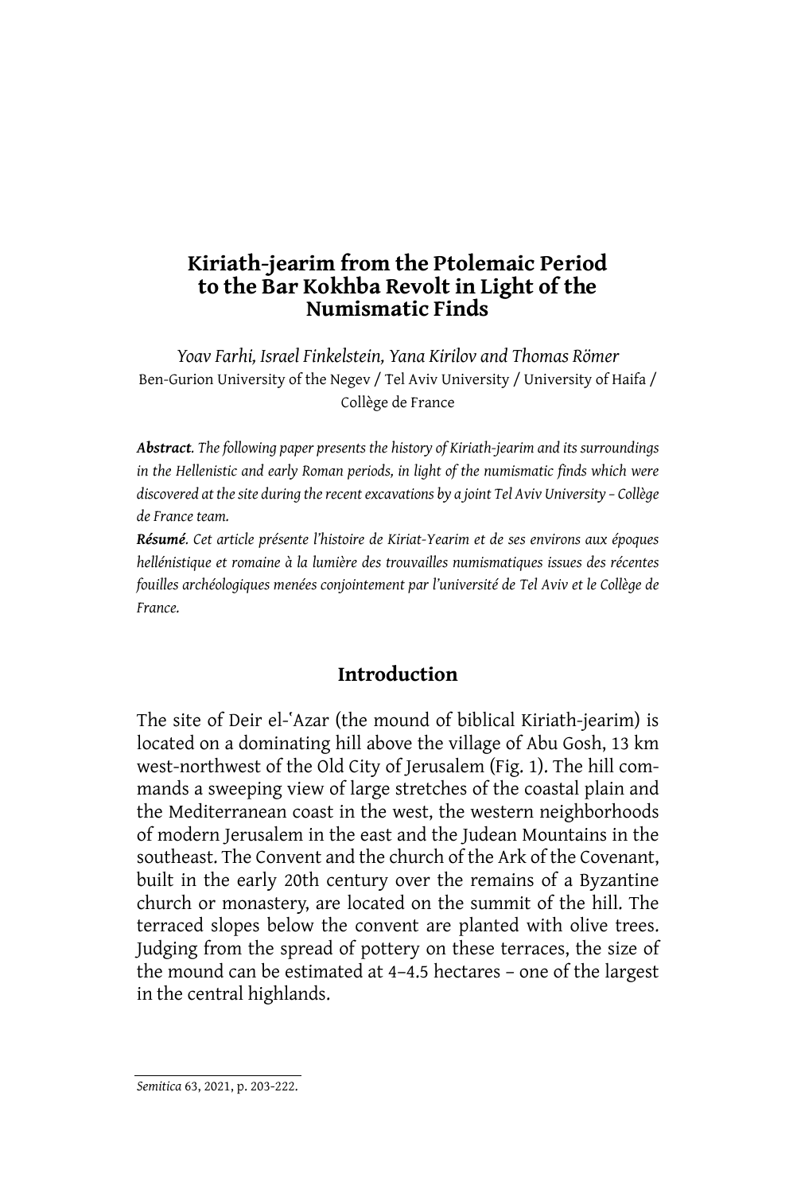# Kiriath-jearim from the Ptolemaic Period to the Bar Kokhba Revolt in Light of the Numismatic Finds

*Yoav Farhi, Israel Finkelstein, Yana Kirilov and Thomas Römer*
Ben-Gurion University of the Negev / Tel Aviv University / University of Haifa / Collège de France

***Abstract**. The following paper presents the history of Kiriath-jearim and its surroundings in the Hellenistic and early Roman periods, in light of the numismatic finds which were discovered at the site during the recent excavations by a joint Tel Aviv University – Collège de France team.*

***Résumé**. Cet article présente l'histoire de Kiriat-Yearim et de ses environs aux époques hellénistique et romaine à la lumière des trouvailles numismatiques issues des récentes fouilles archéologiques menées conjointement par l'université de Tel Aviv et le Collège de France.*

## Introduction

The site of Deir el-ʿAzar (the mound of biblical Kiriath-jearim) is located on a dominating hill above the village of Abu Gosh, 13 km west-northwest of the Old City of Jerusalem (Fig. 1). The hill commands a sweeping view of large stretches of the coastal plain and the Mediterranean coast in the west, the western neighborhoods of modern Jerusalem in the east and the Judean Mountains in the southeast. The Convent and the church of the Ark of the Covenant, built in the early 20th century over the remains of a Byzantine church or monastery, are located on the summit of the hill. The terraced slopes below the convent are planted with olive trees. Judging from the spread of pottery on these terraces, the size of the mound can be estimated at 4–4.5 hectares – one of the largest in the central highlands.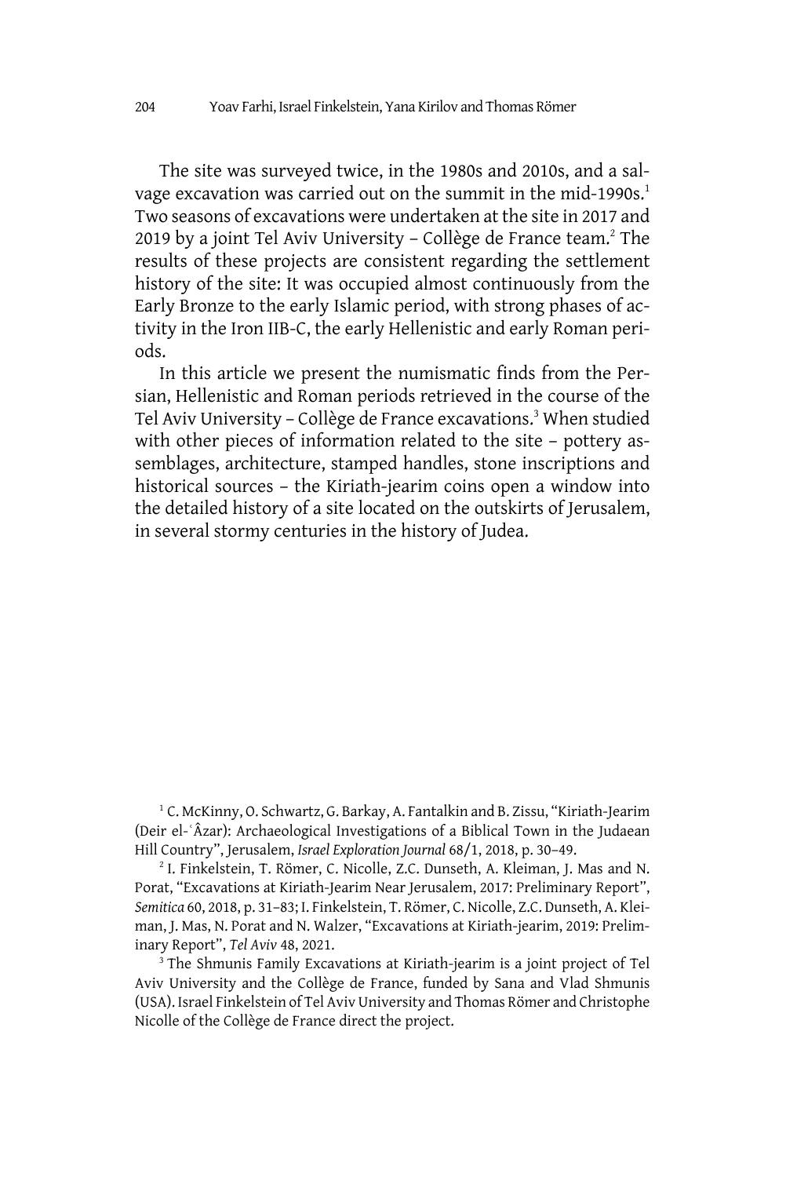The site was surveyed twice, in the 1980s and 2010s, and a salvage excavation was carried out on the summit in the mid-1990s.[1] Two seasons of excavations were undertaken at the site in 2017 and 2019 by a joint Tel Aviv University – Collège de France team.[2] The results of these projects are consistent regarding the settlement history of the site: It was occupied almost continuously from the Early Bronze to the early Islamic period, with strong phases of activity in the Iron IIB-C, the early Hellenistic and early Roman periods.

In this article we present the numismatic finds from the Persian, Hellenistic and Roman periods retrieved in the course of the Tel Aviv University – Collège de France excavations.[3] When studied with other pieces of information related to the site – pottery assemblages, architecture, stamped handles, stone inscriptions and historical sources – the Kiriath-jearim coins open a window into the detailed history of a site located on the outskirts of Jerusalem, in several stormy centuries in the history of Judea.

---

[1] C. McKinny, O. Schwartz, G. Barkay, A. Fantalkin and B. Zissu, "Kiriath-Jearim (Deir el-ʿÂzar): Archaeological Investigations of a Biblical Town in the Judaean Hill Country", Jerusalem, *Israel Exploration Journal* 68/1, 2018, p. 30–49.

[2] I. Finkelstein, T. Römer, C. Nicolle, Z.C. Dunseth, A. Kleiman, J. Mas and N. Porat, "Excavations at Kiriath-Jearim Near Jerusalem, 2017: Preliminary Report", *Semitica* 60, 2018, p. 31–83; I. Finkelstein, T. Römer, C. Nicolle, Z.C. Dunseth, A. Kleiman, J. Mas, N. Porat and N. Walzer, "Excavations at Kiriath-jearim, 2019: Preliminary Report", *Tel Aviv* 48, 2021.

[3] The Shmunis Family Excavations at Kiriath-jearim is a joint project of Tel Aviv University and the Collège de France, funded by Sana and Vlad Shmunis (USA). Israel Finkelstein of Tel Aviv University and Thomas Römer and Christophe Nicolle of the Collège de France direct the project.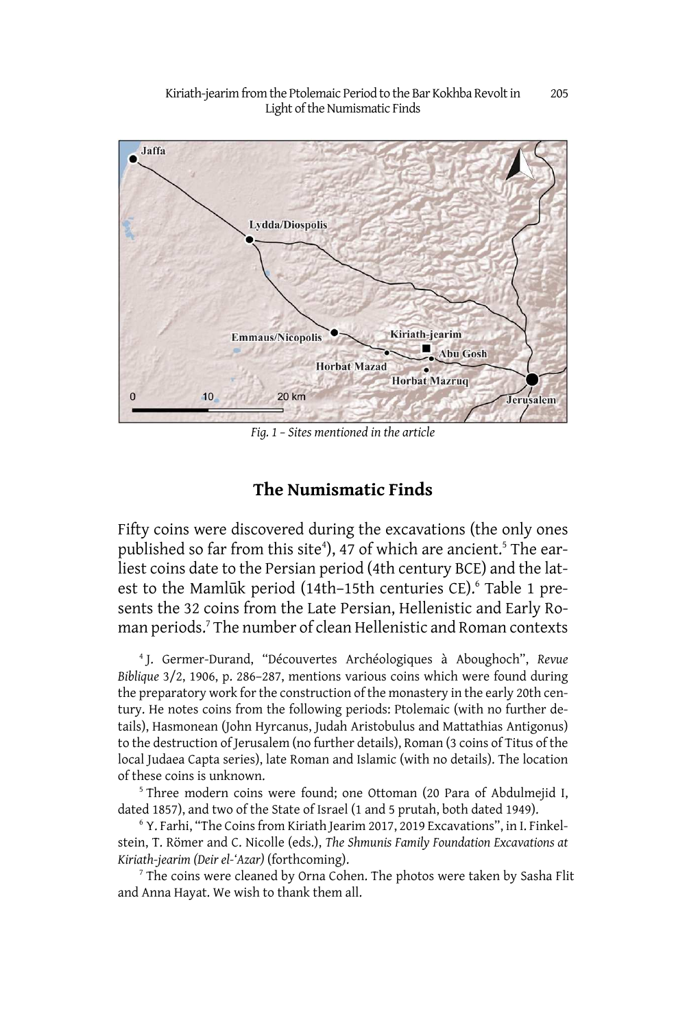Fig. 1 – Sites mentioned in the article

## The Numismatic Finds

Fifty coins were discovered during the excavations (the only ones published so far from this site[4]), 47 of which are ancient.[5] The earliest coins date to the Persian period (4th century BCE) and the latest to the Mamlūk period (14th–15th centuries CE).[6] Table 1 presents the 32 coins from the Late Persian, Hellenistic and Early Roman periods.[7] The number of clean Hellenistic and Roman contexts

[4] J. Germer-Durand, "Découvertes Archéologiques à Aboughoch", *Revue Biblique* 3/2, 1906, p. 286–287, mentions various coins which were found during the preparatory work for the construction of the monastery in the early 20th century. He notes coins from the following periods: Ptolemaic (with no further details), Hasmonean (John Hyrcanus, Judah Aristobulus and Mattathias Antigonus) to the destruction of Jerusalem (no further details), Roman (3 coins of Titus of the local Judaea Capta series), late Roman and Islamic (with no details). The location of these coins is unknown.

[5] Three modern coins were found; one Ottoman (20 Para of Abdulmejid I, dated 1857), and two of the State of Israel (1 and 5 prutah, both dated 1949).

[6] Y. Farhi, "The Coins from Kiriath Jearim 2017, 2019 Excavations", in I. Finkelstein, T. Römer and C. Nicolle (eds.), *The Shmunis Family Foundation Excavations at Kiriath-jearim (Deir el-ʿAzar)* (forthcoming).

[7] The coins were cleaned by Orna Cohen. The photos were taken by Sasha Flit and Anna Hayat. We wish to thank them all.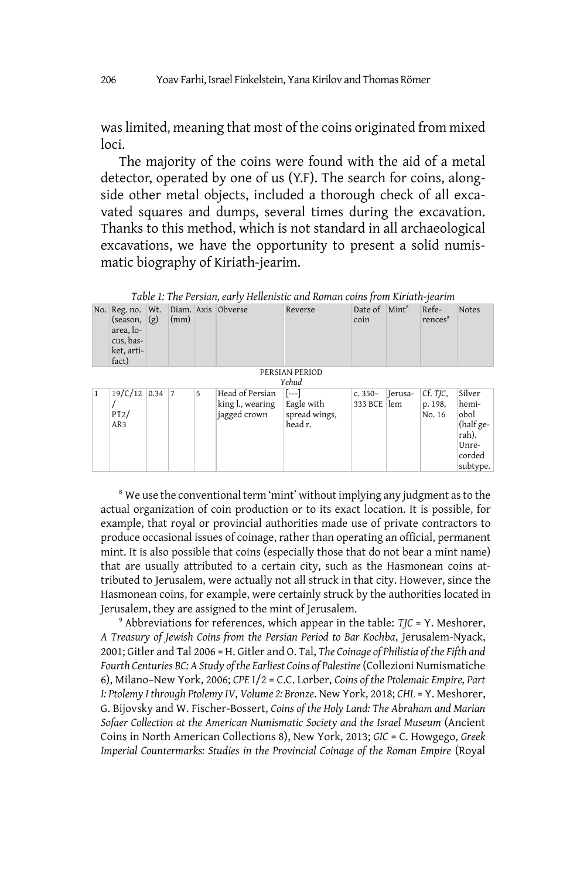was limited, meaning that most of the coins originated from mixed loci.

The majority of the coins were found with the aid of a metal detector, operated by one of us (Y.F). The search for coins, alongside other metal objects, included a thorough check of all excavated squares and dumps, several times during the excavation. Thanks to this method, which is not standard in all archaeological excavations, we have the opportunity to present a solid numismatic biography of Kiriath-jearim.

*Table 1: The Persian, early Hellenistic and Roman coins from Kiriath-jearim*

| No. | Reg. no. (season, area, locus, basket, artifact) | Wt. (g) | Diam. (mm) | Axis | Obverse | Reverse | Date of coin | Mint[8] | References[9] | Notes |
|---|---|---|---|---|---|---|---|---|---|---|
| PERSIAN PERIOD *Yehud* | | | | | | | | | | |
| 1 | 19/C/12 / PT2/ AR3 | 0.34 | 7 | 5 | Head of Persian king l., wearing jagged crown | [---] Eagle with spread wings, head r. | c. 350–333 BCE | Jerusalem | Cf. *TJC*, p. 198, No. 16 | Silver hemiobol (half gerah). Unrecorded subtype. |

[8] We use the conventional term 'mint' without implying any judgment as to the actual organization of coin production or to its exact location. It is possible, for example, that royal or provincial authorities made use of private contractors to produce occasional issues of coinage, rather than operating an official, permanent mint. It is also possible that coins (especially those that do not bear a mint name) that are usually attributed to a certain city, such as the Hasmonean coins attributed to Jerusalem, were actually not all struck in that city. However, since the Hasmonean coins, for example, were certainly struck by the authorities located in Jerusalem, they are assigned to the mint of Jerusalem.

[9] Abbreviations for references, which appear in the table: *TJC* = Y. Meshorer, *A Treasury of Jewish Coins from the Persian Period to Bar Kochba*, Jerusalem-Nyack, 2001; Gitler and Tal 2006 = H. Gitler and O. Tal, *The Coinage of Philistia of the Fifth and Fourth Centuries BC: A Study of the Earliest Coins of Palestine* (Collezioni Numismatiche 6), Milano–New York, 2006; *CPE* I/2 = C.C. Lorber, *Coins of the Ptolemaic Empire, Part I: Ptolemy I through Ptolemy IV*, *Volume 2: Bronze*. New York, 2018; *CHL* = Y. Meshorer, G. Bijovsky and W. Fischer-Bossert, *Coins of the Holy Land: The Abraham and Marian Sofaer Collection at the American Numismatic Society and the Israel Museum* (Ancient Coins in North American Collections 8), New York, 2013; *GIC* = C. Howgego, *Greek Imperial Countermarks: Studies in the Provincial Coinage of the Roman Empire* (Royal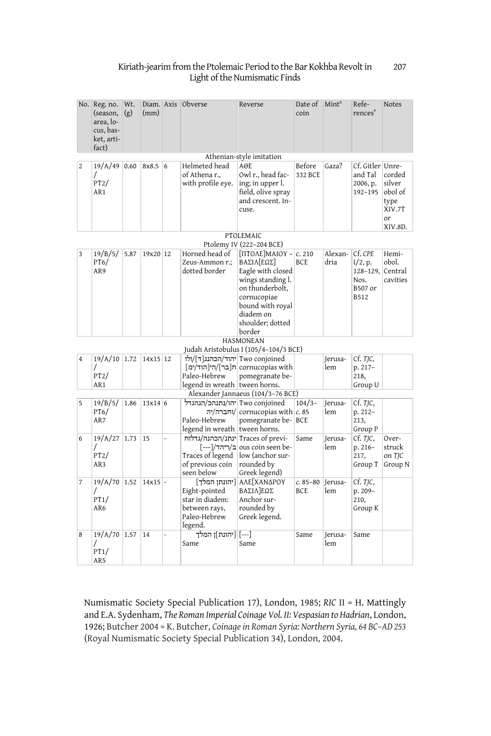| No. | Reg. no. (season, area, locus, basket, artifact) | Wt. (g) | Diam. (mm) | Axis | Obverse | Reverse | Date of coin | Mint[8] | References[9] | Notes |
|---|---|---|---|---|---|---|---|---|---|---|
| | | | | | Athenian-style imitation | | | | | |
| 2 | 19/A/49 / PT2/ AR1 | 0.60 | 8x8.5 | 6 | Helmeted head of Athena r., with profile eye. | AΘE Owl r., head facing; in upper l. field, olive spray and crescent. Incuse. | Before 332 BCE | Gaza? | Cf. Gitler and Tal 2006, p. 192–195 | Unrecorded silver obol of type XIV.7T or XIV.8D. |
| | | | | | PTOLEMAIC Ptolemy IV (222–204 BCE) | | | | | |
| 3 | 19/B/5/ PT6/ AR9 | 5.87 | 19x20 | 12 | Horned head of Zeus-Ammon r.; dotted border | [ΠΤΟΛΕ]ΜΑΙΟΥ – ΒΑΣΙΛ[ΕΩΣ] Eagle with closed wings standing l. on thunderbolt, cornucopiae bound with royal diadem on shoulder; dotted border | c. 210 BCE | Alexandria | Cf. *CPE* I/2, p. 128–129, Nos. B507 or B512 | Hemiobol. Central cavities |
| | | | | | HASMONEAN Judah Aristobulus I (105/4–104/3 BCE) | | | | | |
| 4 | 19/A/10 / PT2/ AR1 | 1.72 | 14x15 | 12 | יהוד/הכהנג[ד]/ולו ח[בר]/הי[הוד/ימ] Paleo-Hebrew legend in wreath | Two conjoined cornucopias with pomegranate between horns. | | Jerusalem | Cf. *TJC*, p. 217–218, Group U | |
| | | | | | Alexander Jannaeus (104/3–76 BCE) | | | | | |
| 5 | 19/B/5/ PT6/ AR7 | 1.86 | 13x14 | 6 | יהו/נתנהכ/הנהגדל /וחברה/יה Paleo-Hebrew legend in wreath | Two conjoined cornucopias with pomegranate between horns. | 104/3–c. 85 BCE | Jerusalem | Cf. *TJC*, p. 212–213, Group P | |
| 6 | 19/A/27 / PT2/ AR3 | 1.73 | 15 | - | ינתנ/הכהנה/גדלוח ב/ריהד/[---] Traces of legend of previous coin seen below | Traces of previous coin seen below (anchor surrounded by Greek legend) | Same | Jerusalem | Cf. *TJC*, p. 216–217, Group T | Overstruck on *TJC* Group N |
| 7 | 19/A/70 / PT1/ AR6 | 1.52 | 14x15 | - | [יהונתן המלך] Eight-pointed star in diadem: between rays, Paleo-Hebrew legend. | ΑΛΕ[ΞΑΝΔΡΟΥ ΒΑΣΙΛ]ΕΩΣ Anchor surrounded by Greek legend. | c. 85–80 BCE | Jerusalem | Cf. *TJC*, p. 209–210, Group K | |
| 8 | 19/A/70 / PT1/ AR5 | 1.57 | 14 | - | [יהונת]ן המלך Same | [---] Same | Same | Jerusalem | Same | |

Numismatic Society Special Publication 17), London, 1985; *RIC* II = H. Mattingly and E.A. Sydenham, *The Roman Imperial Coinage Vol. II: Vespasian to Hadrian*, London, 1926; Butcher 2004 = K. Butcher, *Coinage in Roman Syria: Northern Syria, 64 BC–AD 253* (Royal Numismatic Society Special Publication 34), London, 2004.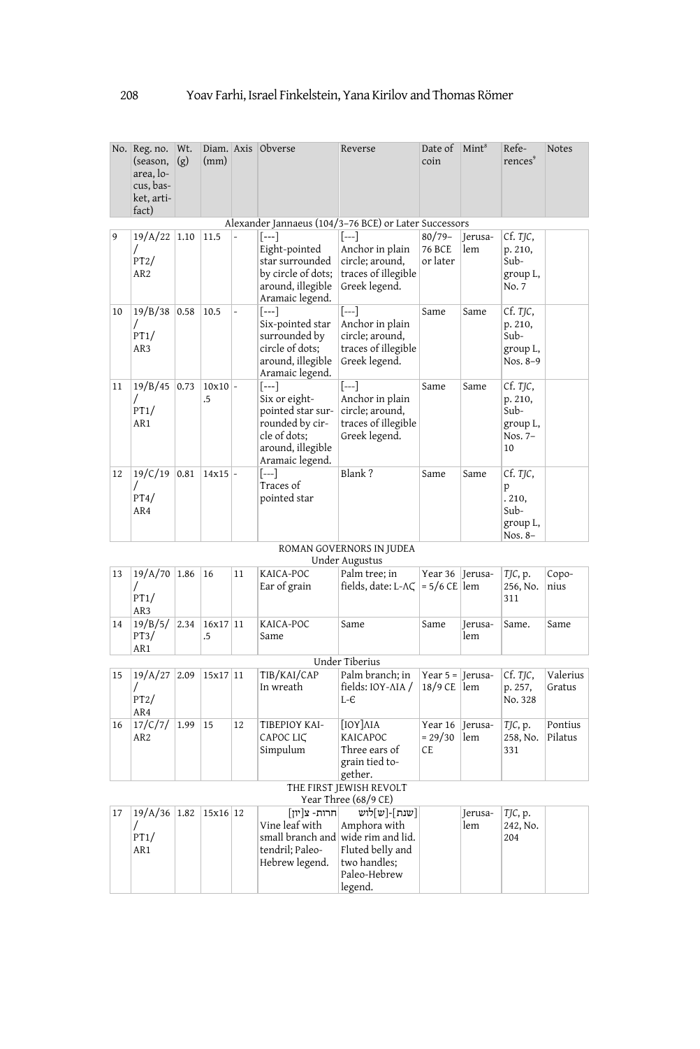| No. | Reg. no. (season, area, locus, basket, artifact) | Wt. (g) | Diam. (mm) | Axis | Obverse | Reverse | Date of coin | Mint[8] | References[9] | Notes |
|---|---|---|---|---|---|---|---|---|---|---|
| | | | | | Alexander Jannaeus (104/3–76 BCE) or Later Successors | | | | | |
| 9 | 19/A/22 / PT2/ AR2 | 1.10 | 11.5 | - | [---] Eight-pointed star surrounded by circle of dots; around, illegible Aramaic legend. | [---] Anchor in plain circle; around, traces of illegible Greek legend. | 80/79–76 BCE or later | Jerusalem | Cf. *TJC*, p. 210, Subgroup L, No. 7 | |
| 10 | 19/B/38 / PT1/ AR3 | 0.58 | 10.5 | - | [---] Six-pointed star surrounded by circle of dots; around, illegible Aramaic legend. | [---] Anchor in plain circle; around, traces of illegible Greek legend. | Same | Same | Cf. *TJC*, p. 210, Subgroup L, Nos. 8–9 | |
| 11 | 19/B/45 / PT1/ AR1 | 0.73 | 10x10.5 | - | [---] Six or eight-pointed star surrounded by circle of dots; around, illegible Aramaic legend. | [---] Anchor in plain circle; around, traces of illegible Greek legend. | Same | Same | Cf. *TJC*, p. 210, Subgroup L, Nos. 7–10 | |
| 12 | 19/C/19 / PT4/ AR4 | 0.81 | 14x15 | - | [---] Traces of pointed star | Blank ? | Same | Same | Cf. *TJC*, p. 210, Subgroup L, Nos. 8– | |
| | | | | | ROMAN GOVERNORS IN JUDEA — Under Augustus | | | | | |
| 13 | 19/A/70 / PT1/ AR3 | 1.86 | 16 | 11 | KAICA-POC Ear of grain | Palm tree; in fields, date: L-ΛϚ | Year 36 = 5/6 CE | Jerusalem | *TJC*, p. 256, No. 311 | Coponius |
| 14 | 19/B/5/ PT3/ AR1 | 2.34 | 16x17.5 | 11 | KAICA-POC Same | Same | Same | Jerusalem | Same. | Same |
| | | | | | Under Tiberius | | | | | |
| 15 | 19/A/27 / PT2/ AR4 | 2.09 | 15x17 | 11 | TIB/KAI/CAP In wreath | Palm branch; in fields: IOY-ΛΙΑ / L-Є | Year 5 = 18/9 CE | Jerusalem | Cf. *TJC*, p. 257, No. 328 | Valerius Gratus |
| 16 | 17/C/7/ AR2 | 1.99 | 15 | 12 | TIBEPIOY KAI-CAPOC LIϚ Simpulum | [IOY]ΛΙΑ KAICAPOC Three ears of grain tied together. | Year 16 = 29/30 CE | Jerusalem | *TJC*, p. 258, No. 331 | Pontius Pilatus |
| | | | | | THE FIRST JEWISH REVOLT — Year Three (68/9 CE) | | | | | |
| 17 | 19/A/36 / PT1/ AR1 | 1.82 | 15x16 | 12 | חרות- צ[יון] Vine leaf with small branch and tendril; Paleo-Hebrew legend. | [שנת]-[ש]לוש Amphora with wide rim and lid. Fluted belly and two handles; Paleo-Hebrew legend. | | Jerusalem | *TJC*, p. 242, No. 204 | |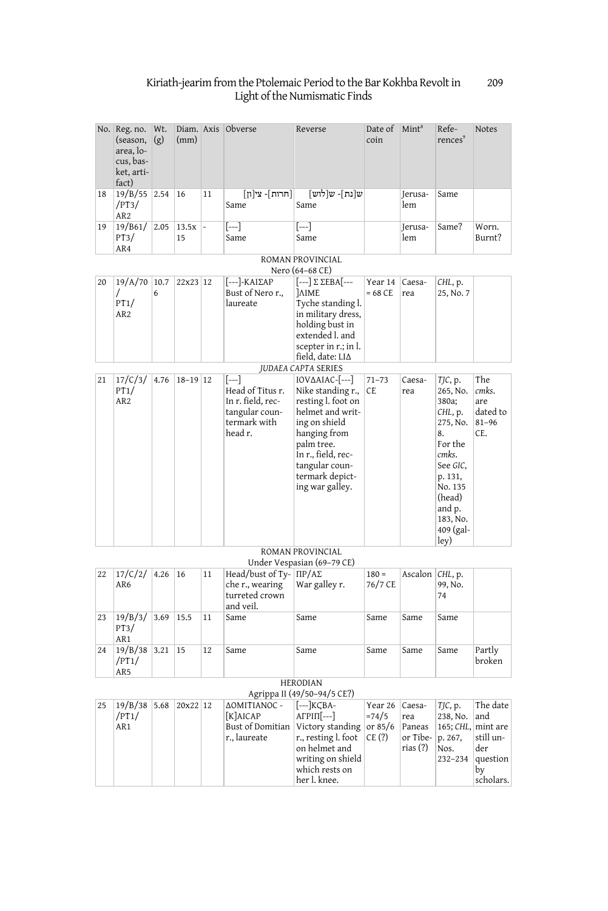| No. | Reg. no. (season, area, locus, basket, artifact) | Wt. (g) | Diam. (mm) | Axis | Obverse | Reverse | Date of coin | Mint[8] | References[9] | Notes |
|---|---|---|---|---|---|---|---|---|---|---|
| 18 | 19/B/55 /PT3/ AR2 | 2.54 | 16 | 11 | [חרות]- צי[ון] Same | ש[נת]- ש[לוש] Same | | Jerusalem | Same | |
| 19 | 19/B61/ PT3/ AR4 | 2.05 | 13.5x 15 | - | [---] Same | [---] Same | | Jerusalem | Same? | Worn. Burnt? |
| | | | | | ROMAN PROVINCIAL Nero (64–68 CE) | | | | | |
| 20 | 19/A/70 / PT1/ AR2 | 10.76 | 22x23 | 12 | [---]-ΚΑΙΣΑΡ Bust of Nero r., laureate | [---] Σ ΣΕΒΑ[---]ΛΙΜΕ Tyche standing l. in military dress, holding bust in extended l. and scepter in r.; in l. field, date: LIΔ | Year 14 = 68 CE | Caesarea | *CHL*, p. 25, No. 7 | |
| | | | | | *JUDAEA CAPTA* SERIES | | | | | |
| 21 | 17/C/3/ PT1/ AR2 | 4.76 | 18–19 | 12 | [---] Head of Titus r. In r. field, rectangular countermark with head r. | ΙΟVΔΑΙΑC-[---] Nike standing r., resting l. foot on helmet and writing on shield hanging from palm tree. In r., field, rectangular countermark depicting war galley. | 71–73 CE | Caesarea | *TJC*, p. 265, No. 380a; *CHL*, p. 275, No. 8. For the *cmks*. See *GIC*, p. 131, No. 135 (head) and p. 183, No. 409 (galley) | The *cmks.* are dated to 81–96 CE. |
| | | | | | ROMAN PROVINCIAL Under Vespasian (69–79 CE) | | | | | |
| 22 | 17/C/2/ AR6 | 4.26 | 16 | 11 | Head/bust of Tyche r., wearing turreted crown and veil. | ΠΡ/ΑΣ War galley r. | 180 = 76/7 CE | Ascalon | *CHL*, p. 99, No. 74 | |
| 23 | 19/B/3/ PT3/ AR1 | 3.69 | 15.5 | 11 | Same | Same | Same | Same | Same | |
| 24 | 19/B/38 /PT1/ AR5 | 3.21 | 15 | 12 | Same | Same | Same | Same | Same | Partly broken |
| | | | | | HERODIAN Agrippa II (49/50–94/5 CE?) | | | | | |
| 25 | 19/B/38 /PT1/ AR1 | 5.68 | 20x22 | 12 | ΔΟΜΙΤΙΑΝΟC - [Κ]ΑΙCΑΡ Bust of Domitian r., laureate | [---]ΚϚΒΑ-ΑΓΡΙΠ[---] Victory standing r., resting l. foot on helmet and writing on shield which rests on her l. knee. | Year 26 =74/5 or 85/6 CE (?) | Caesarea Paneas or Tiberias (?) | *TJC*, p. 238, No. 165; *CHL*, p. 267, Nos. 232–234 | The date and mint are still under question by scholars. |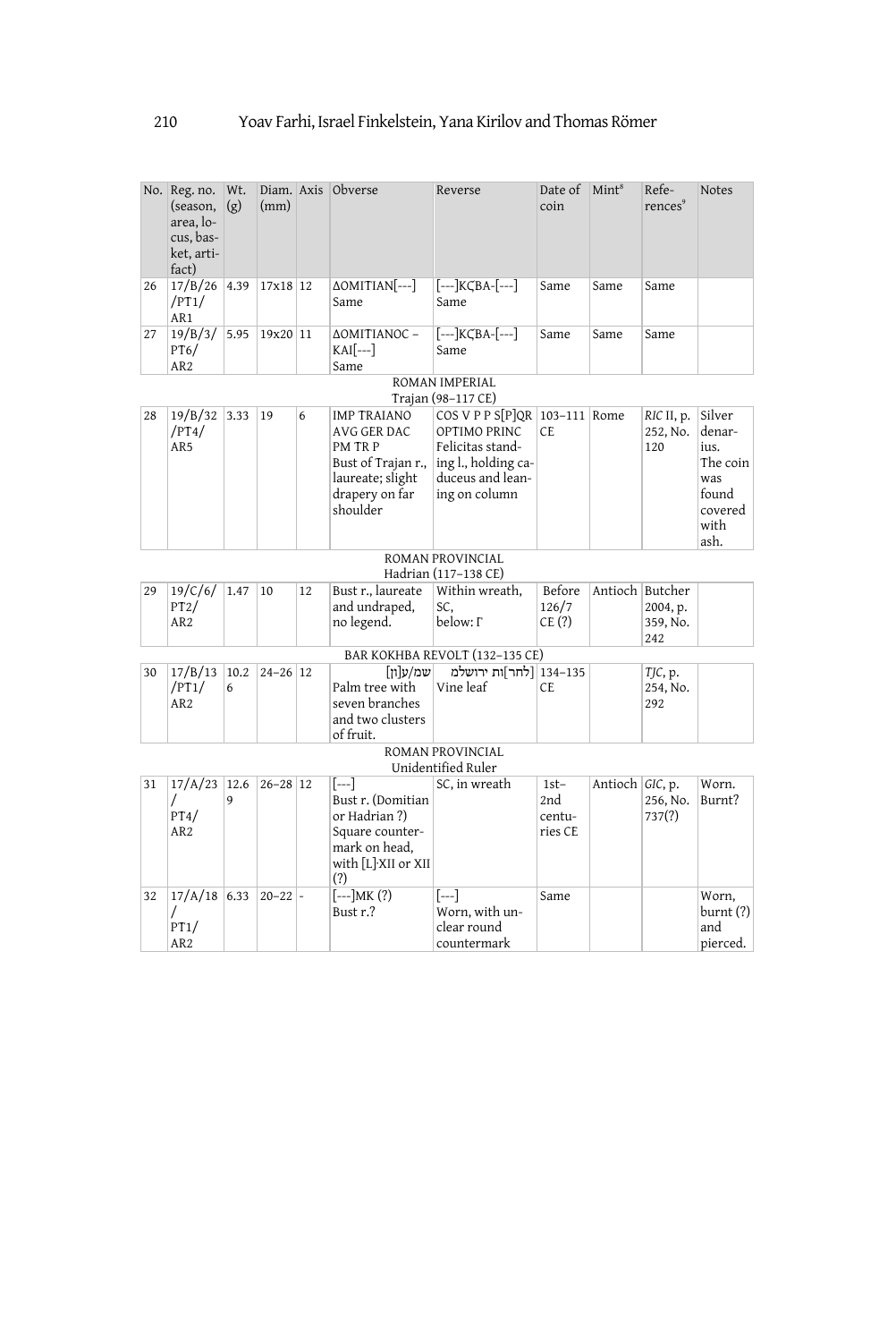| No. | Reg. no. (season, area, locus, basket, artifact) | Wt. (g) | Diam. (mm) | Axis | Obverse | Reverse | Date of coin | Mint[8] | References[9] | Notes |
|---|---|---|---|---|---|---|---|---|---|---|
| 26 | 17/B/26/PT1/AR1 | 4.39 | 17x18 | 12 | ΔOMITIAN[---] Same | [---]KϚBA-[---] Same | Same | Same | Same | |
| 27 | 19/B/3/PT6/AR2 | 5.95 | 19x20 | 11 | ΔOMITIANOC – KAI[---] Same | [---]KϚBA-[---] Same | Same | Same | Same | |
| | | | | | ROMAN IMPERIAL Trajan (98–117 CE) | | | | | |
| 28 | 19/B/32/PT4/AR5 | 3.33 | 19 | 6 | IMP TRAIANO AVG GER DAC PM TR P Bust of Trajan r., laureate; slight drapery on far shoulder | COS V P P S[P]QR OPTIMO PRINC Felicitas standing l., holding caduceus and leaning on column | 103–111 CE | Rome | *RIC* II, p. 252, No. 120 | Silver denarius. The coin was found covered with ash. |
| | | | | | ROMAN PROVINCIAL Hadrian (117–138 CE) | | | | | |
| 29 | 19/C/6/PT2/AR2 | 1.47 | 10 | 12 | Bust r., laureate and undraped, no legend. | Within wreath, SC, below: Γ | Before 126/7 CE (?) | Antioch | Butcher 2004, p. 359, No. 242 | |
| | | | | | BAR KOKHBA REVOLT (132–135 CE) | | | | | |
| 30 | 17/B/13/PT1/AR2 | 10.26 | 24–26 | 12 | [שמ/ע[ון Palm tree with seven branches and two clusters of fruit. | [לחר]ות ירושלמ Vine leaf | 134–135 CE | | *TJC*, p. 254, No. 292 | |
| | | | | | ROMAN PROVINCIAL Unidentified Ruler | | | | | |
| 31 | 17/A/23/PT4/AR2 | 12.69 | 26–28 | 12 | [---] Bust r. (Domitian or Hadrian ?) Square countermark on head, with [L]·XII or XII (?) | SC, in wreath | 1st–2nd centuries CE | Antioch | *GIC*, p. 256, No. 737(?) | Worn. Burnt? |
| 32 | 17/A/18/PT1/AR2 | 6.33 | 20–22 | - | [---]MK (?) Bust r.? | [---] Worn, with unclear round countermark | Same | | | Worn, burnt (?) and pierced. |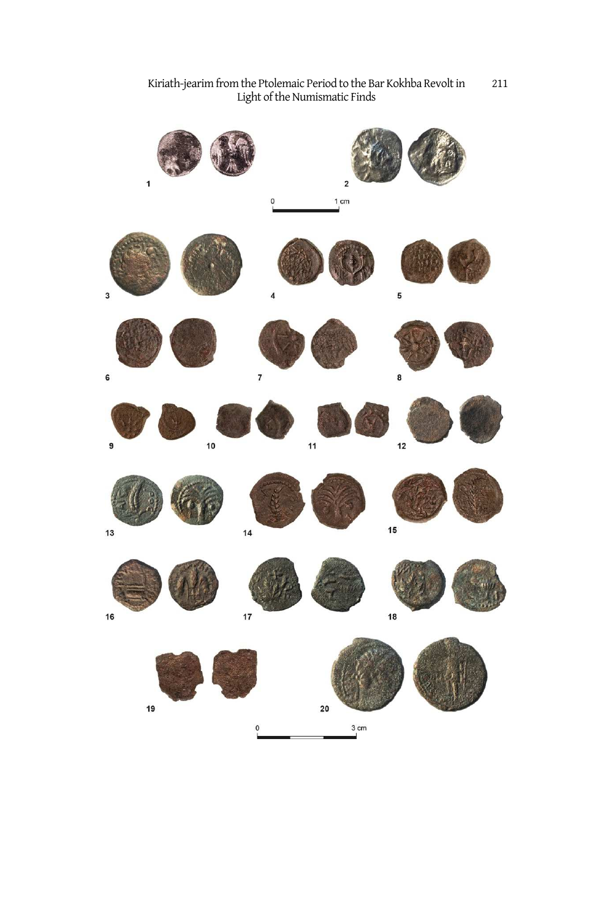1 2

0 1 cm

3 4 5

6 7 8

9 10 11 12

13 14 15

16 17 18

19 20

0 3 cm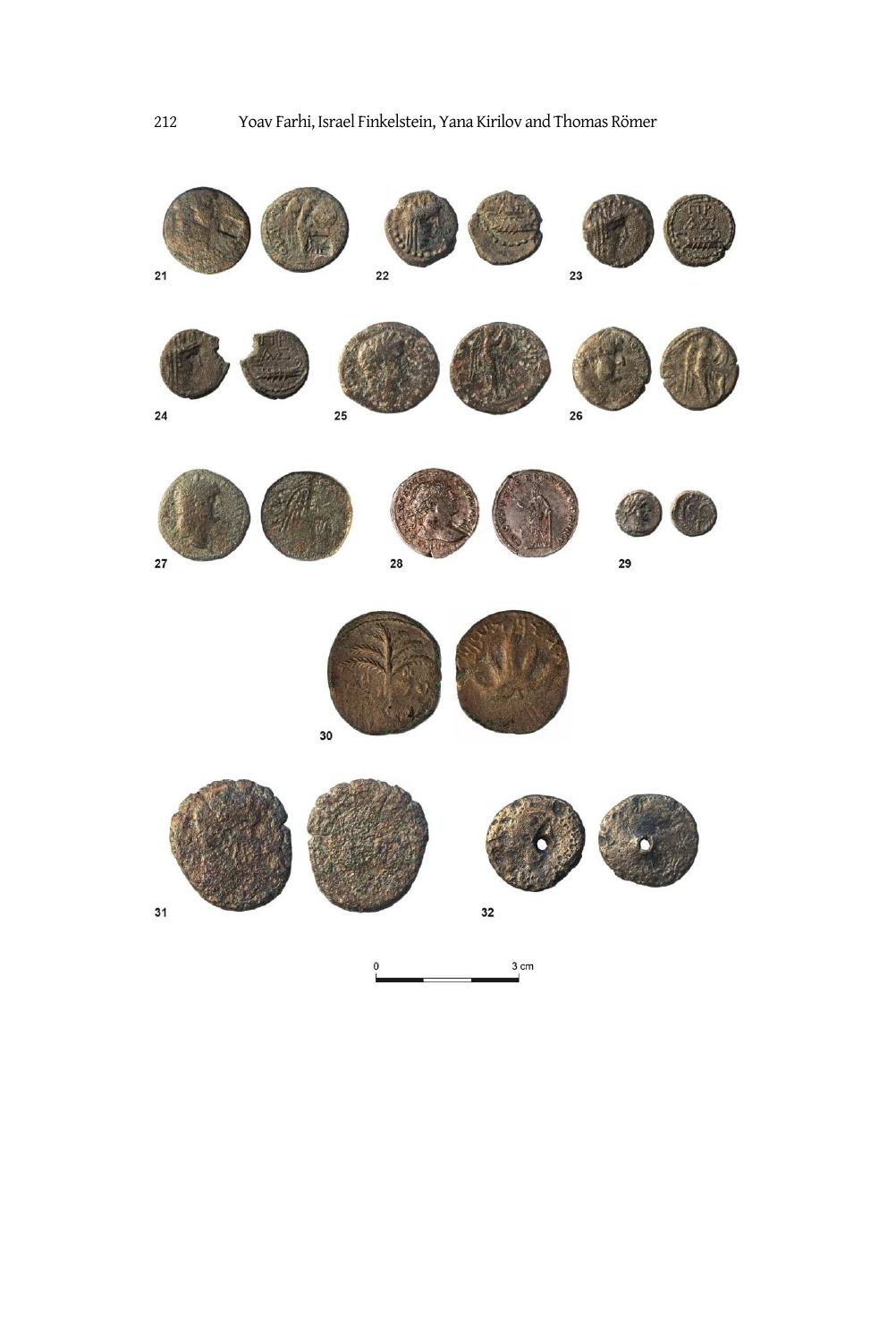21 22 23

24 25 26

27 28 29

30

31 32

0 3 cm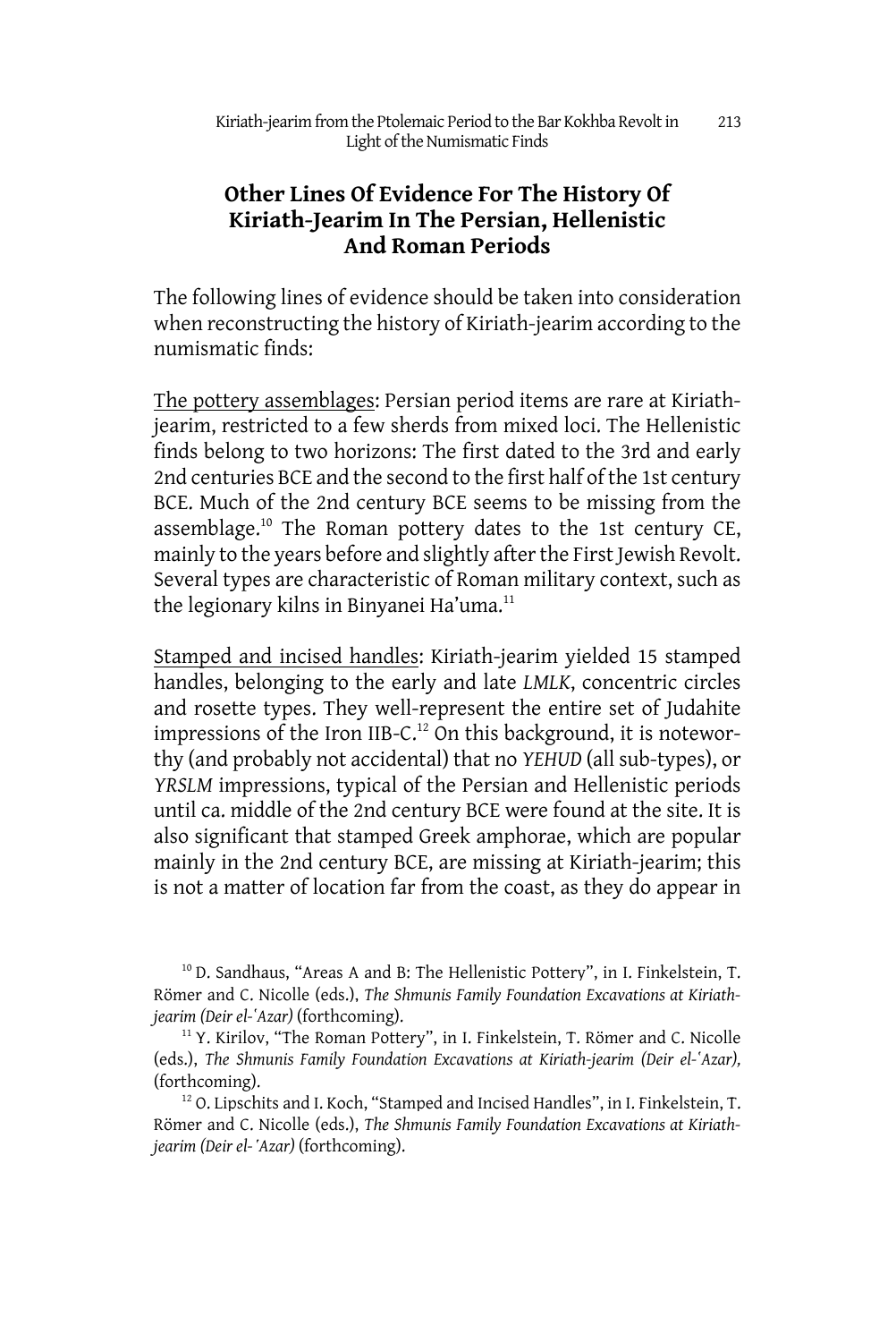## Other Lines Of Evidence For The History Of Kiriath-Jearim In The Persian, Hellenistic And Roman Periods

The following lines of evidence should be taken into consideration when reconstructing the history of Kiriath-jearim according to the numismatic finds:

The pottery assemblages: Persian period items are rare at Kiriath-jearim, restricted to a few sherds from mixed loci. The Hellenistic finds belong to two horizons: The first dated to the 3rd and early 2nd centuries BCE and the second to the first half of the 1st century BCE. Much of the 2nd century BCE seems to be missing from the assemblage.[10] The Roman pottery dates to the 1st century CE, mainly to the years before and slightly after the First Jewish Revolt. Several types are characteristic of Roman military context, such as the legionary kilns in Binyanei Ha'uma.[11]

Stamped and incised handles: Kiriath-jearim yielded 15 stamped handles, belonging to the early and late *LMLK*, concentric circles and rosette types. They well-represent the entire set of Judahite impressions of the Iron IIB-C.[12] On this background, it is noteworthy (and probably not accidental) that no *YEHUD* (all sub-types), or *YRSLM* impressions, typical of the Persian and Hellenistic periods until ca. middle of the 2nd century BCE were found at the site. It is also significant that stamped Greek amphorae, which are popular mainly in the 2nd century BCE, are missing at Kiriath-jearim; this is not a matter of location far from the coast, as they do appear in

[10] D. Sandhaus, "Areas A and B: The Hellenistic Pottery", in I. Finkelstein, T. Römer and C. Nicolle (eds.), *The Shmunis Family Foundation Excavations at Kiriath-jearim (Deir el-ʿAzar)* (forthcoming).

[11] Y. Kirilov, "The Roman Pottery", in I. Finkelstein, T. Römer and C. Nicolle (eds.), *The Shmunis Family Foundation Excavations at Kiriath-jearim (Deir el-ʿAzar),* (forthcoming).

[12] O. Lipschits and I. Koch, "Stamped and Incised Handles", in I. Finkelstein, T. Römer and C. Nicolle (eds.), *The Shmunis Family Foundation Excavations at Kiriath-jearim (Deir el-ʿAzar)* (forthcoming).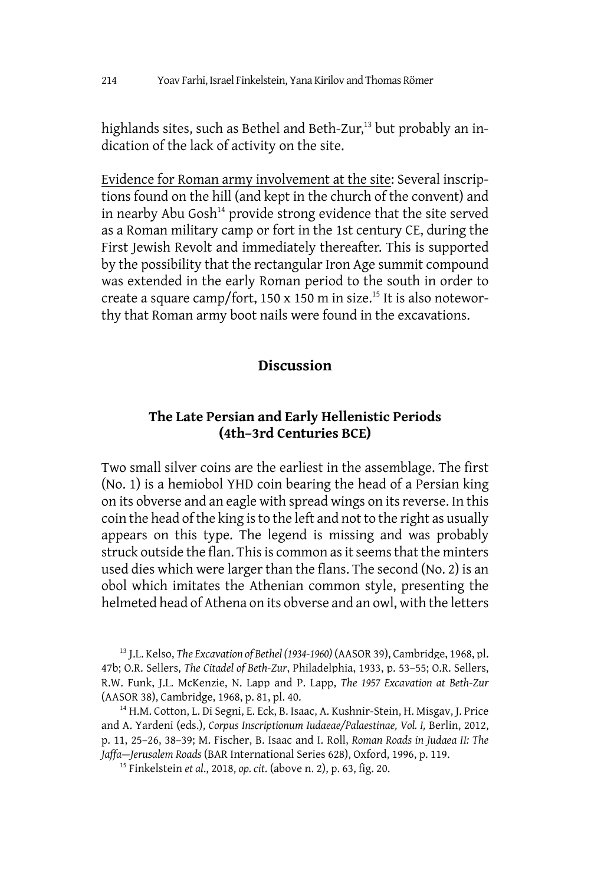highlands sites, such as Bethel and Beth-Zur,[13] but probably an indication of the lack of activity on the site.

<u>Evidence for Roman army involvement at the site</u>: Several inscriptions found on the hill (and kept in the church of the convent) and in nearby Abu Gosh[14] provide strong evidence that the site served as a Roman military camp or fort in the 1st century CE, during the First Jewish Revolt and immediately thereafter. This is supported by the possibility that the rectangular Iron Age summit compound was extended in the early Roman period to the south in order to create a square camp/fort, 150 x 150 m in size.[15] It is also noteworthy that Roman army boot nails were found in the excavations.

## Discussion

### The Late Persian and Early Hellenistic Periods (4th–3rd Centuries BCE)

Two small silver coins are the earliest in the assemblage. The first (No. 1) is a hemiobol YHD coin bearing the head of a Persian king on its obverse and an eagle with spread wings on its reverse. In this coin the head of the king is to the left and not to the right as usually appears on this type. The legend is missing and was probably struck outside the flan. This is common as it seems that the minters used dies which were larger than the flans. The second (No. 2) is an obol which imitates the Athenian common style, presenting the helmeted head of Athena on its obverse and an owl, with the letters

[13] J.L. Kelso, *The Excavation of Bethel (1934-1960)* (AASOR 39), Cambridge, 1968, pl. 47b; O.R. Sellers, *The Citadel of Beth-Zur*, Philadelphia, 1933, p. 53–55; O.R. Sellers, R.W. Funk, J.L. McKenzie, N. Lapp and P. Lapp, *The 1957 Excavation at Beth-Zur* (AASOR 38), Cambridge, 1968, p. 81, pl. 40.

[14] H.M. Cotton, L. Di Segni, E. Eck, B. Isaac, A. Kushnir-Stein, H. Misgav, J. Price and A. Yardeni (eds.), *Corpus Inscriptionum Iudaeae/Palaestinae, Vol. I,* Berlin, 2012, p. 11, 25–26, 38–39; M. Fischer, B. Isaac and I. Roll, *Roman Roads in Judaea II: The Jaffa—Jerusalem Roads* (BAR International Series 628), Oxford, 1996, p. 119.

[15] Finkelstein *et al*., 2018, *op. cit*. (above n. 2), p. 63, fig. 20.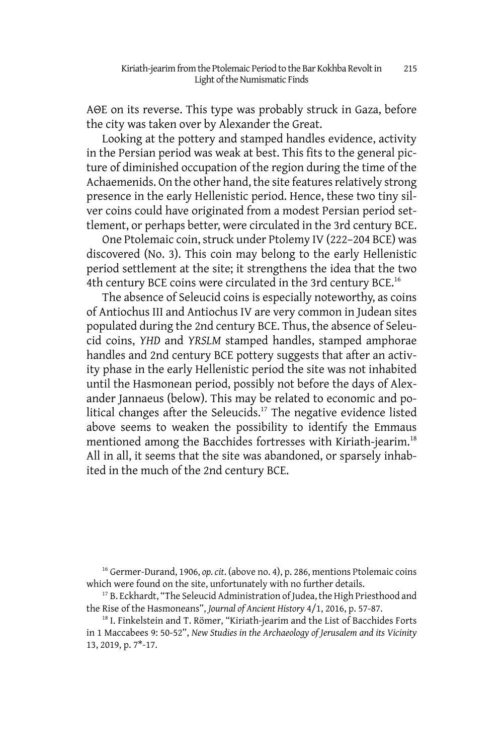AΘE on its reverse. This type was probably struck in Gaza, before the city was taken over by Alexander the Great.

Looking at the pottery and stamped handles evidence, activity in the Persian period was weak at best. This fits to the general picture of diminished occupation of the region during the time of the Achaemenids. On the other hand, the site features relatively strong presence in the early Hellenistic period. Hence, these two tiny silver coins could have originated from a modest Persian period settlement, or perhaps better, were circulated in the 3rd century BCE.

One Ptolemaic coin, struck under Ptolemy IV (222–204 BCE) was discovered (No. 3). This coin may belong to the early Hellenistic period settlement at the site; it strengthens the idea that the two 4th century BCE coins were circulated in the 3rd century BCE.[16]

The absence of Seleucid coins is especially noteworthy, as coins of Antiochus III and Antiochus IV are very common in Judean sites populated during the 2nd century BCE. Thus, the absence of Seleucid coins, *YHD* and *YRSLM* stamped handles, stamped amphorae handles and 2nd century BCE pottery suggests that after an activity phase in the early Hellenistic period the site was not inhabited until the Hasmonean period, possibly not before the days of Alexander Jannaeus (below). This may be related to economic and political changes after the Seleucids.[17] The negative evidence listed above seems to weaken the possibility to identify the Emmaus mentioned among the Bacchides fortresses with Kiriath-jearim.[18] All in all, it seems that the site was abandoned, or sparsely inhabited in the much of the 2nd century BCE.

[16] Germer-Durand, 1906, *op. cit*. (above no. 4), p. 286, mentions Ptolemaic coins which were found on the site, unfortunately with no further details.

[17] B. Eckhardt, "The Seleucid Administration of Judea, the High Priesthood and the Rise of the Hasmoneans", *Journal of Ancient History* 4/1, 2016, p. 57-87.

[18] I. Finkelstein and T. Römer, "Kiriath-jearim and the List of Bacchides Forts in 1 Maccabees 9: 50-52", *New Studies in the Archaeology of Jerusalem and its Vicinity* 13, 2019, p. 7*-17.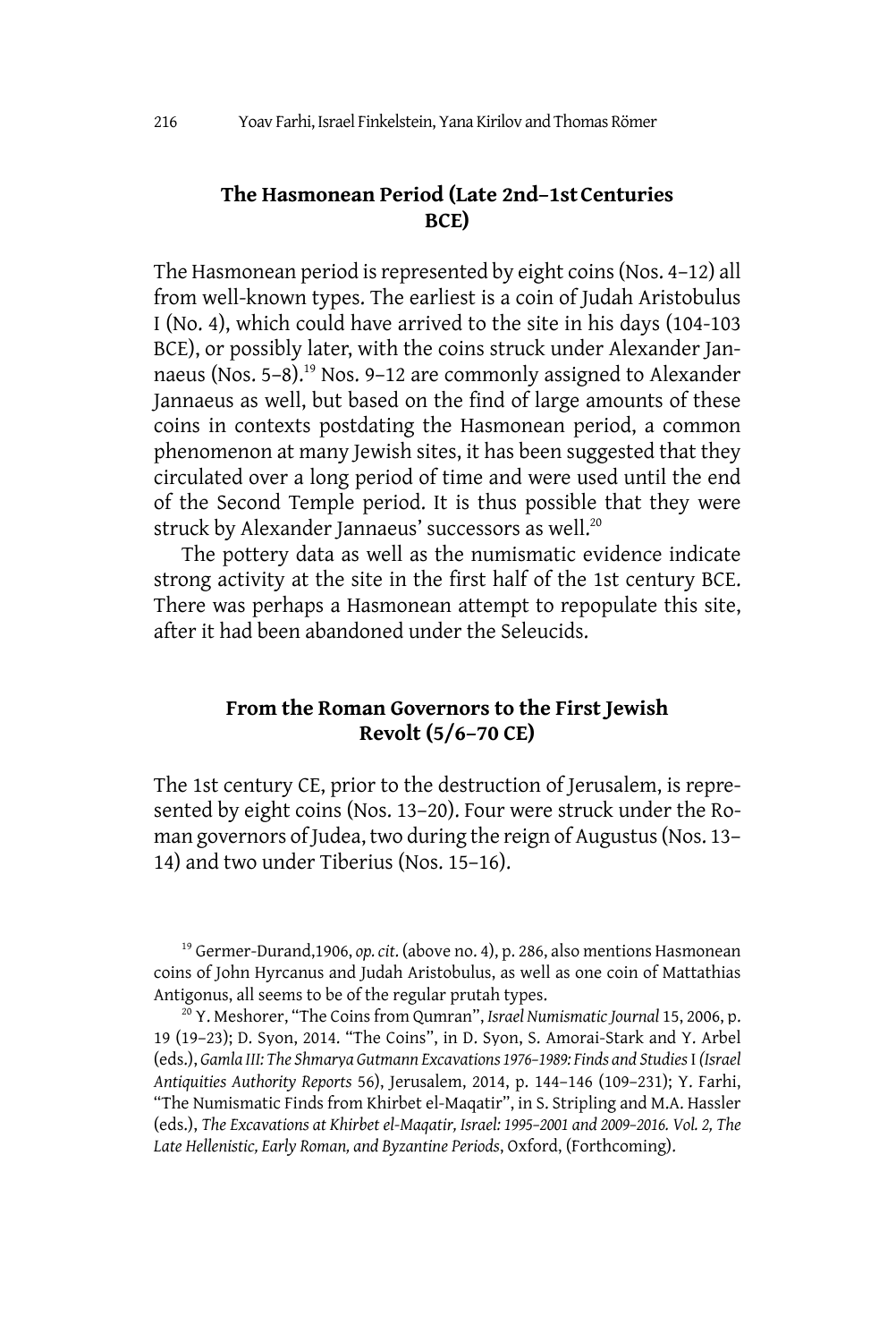## The Hasmonean Period (Late 2nd–1st Centuries BCE)

The Hasmonean period is represented by eight coins (Nos. 4–12) all from well-known types. The earliest is a coin of Judah Aristobulus I (No. 4), which could have arrived to the site in his days (104-103 BCE), or possibly later, with the coins struck under Alexander Jannaeus (Nos. 5–8).[19] Nos. 9–12 are commonly assigned to Alexander Jannaeus as well, but based on the find of large amounts of these coins in contexts postdating the Hasmonean period, a common phenomenon at many Jewish sites, it has been suggested that they circulated over a long period of time and were used until the end of the Second Temple period. It is thus possible that they were struck by Alexander Jannaeus' successors as well.[20]

The pottery data as well as the numismatic evidence indicate strong activity at the site in the first half of the 1st century BCE. There was perhaps a Hasmonean attempt to repopulate this site, after it had been abandoned under the Seleucids.

## From the Roman Governors to the First Jewish Revolt (5/6–70 CE)

The 1st century CE, prior to the destruction of Jerusalem, is represented by eight coins (Nos. 13–20). Four were struck under the Roman governors of Judea, two during the reign of Augustus (Nos. 13–14) and two under Tiberius (Nos. 15–16).

---

[19] Germer-Durand,1906, *op. cit*. (above no. 4), p. 286, also mentions Hasmonean coins of John Hyrcanus and Judah Aristobulus, as well as one coin of Mattathias Antigonus, all seems to be of the regular prutah types.

[20] Y. Meshorer, "The Coins from Qumran", *Israel Numismatic Journal* 15, 2006, p. 19 (19–23); D. Syon, 2014. "The Coins", in D. Syon, S. Amorai-Stark and Y. Arbel (eds.), *Gamla III: The Shmarya Gutmann Excavations 1976–1989: Finds and Studies* I *(Israel Antiquities Authority Reports* 56), Jerusalem, 2014, p. 144–146 (109–231); Y. Farhi, "The Numismatic Finds from Khirbet el-Maqatir", in S. Stripling and M.A. Hassler (eds.), *The Excavations at Khirbet el-Maqatir, Israel: 1995–2001 and 2009–2016. Vol. 2, The Late Hellenistic, Early Roman, and Byzantine Periods*, Oxford, (Forthcoming).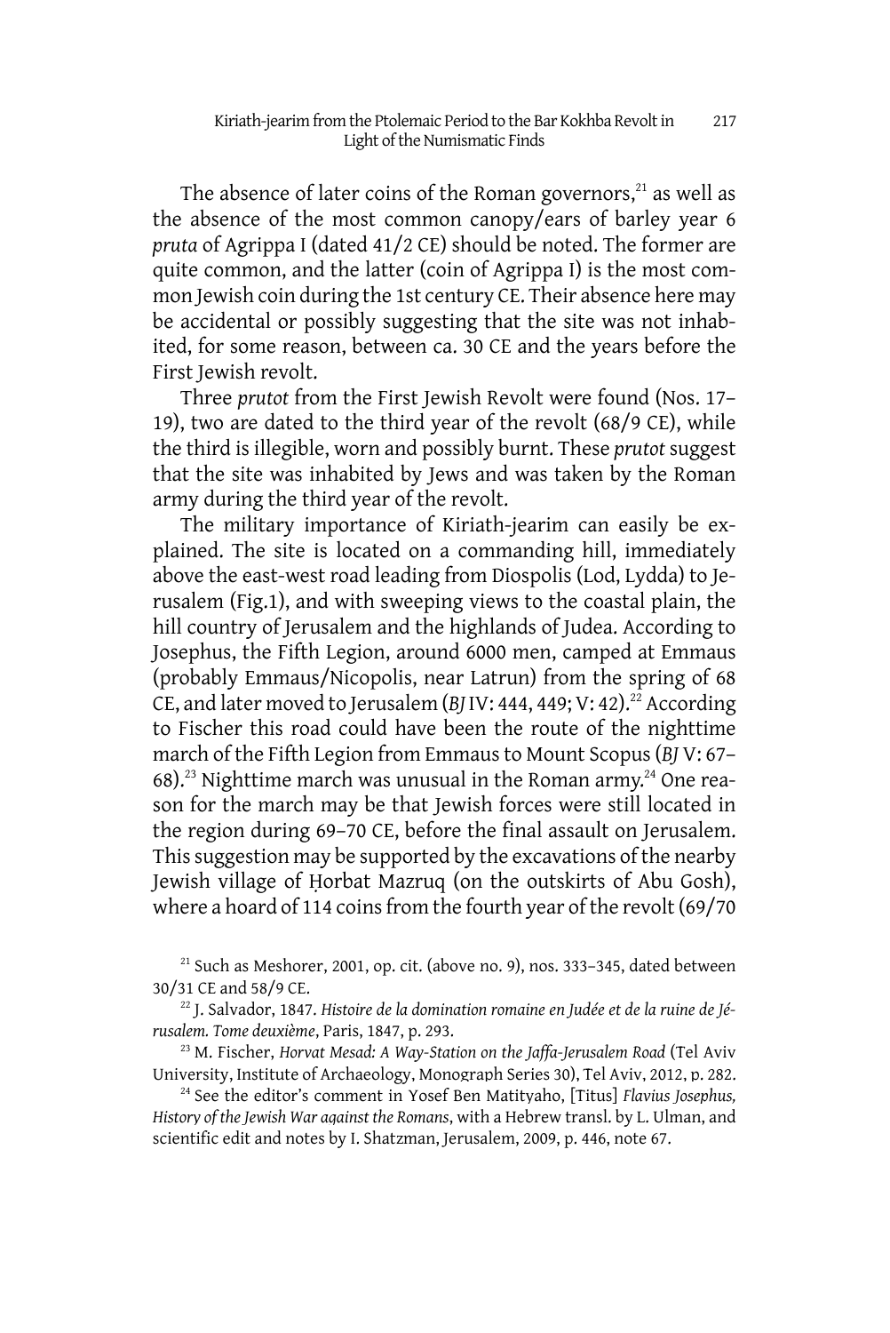The absence of later coins of the Roman governors,[21] as well as the absence of the most common canopy/ears of barley year 6 *pruta* of Agrippa I (dated 41/2 CE) should be noted. The former are quite common, and the latter (coin of Agrippa I) is the most common Jewish coin during the 1st century CE. Their absence here may be accidental or possibly suggesting that the site was not inhabited, for some reason, between ca. 30 CE and the years before the First Jewish revolt.

Three *prutot* from the First Jewish Revolt were found (Nos. 17–19), two are dated to the third year of the revolt (68/9 CE), while the third is illegible, worn and possibly burnt. These *prutot* suggest that the site was inhabited by Jews and was taken by the Roman army during the third year of the revolt.

The military importance of Kiriath-jearim can easily be explained. The site is located on a commanding hill, immediately above the east-west road leading from Diospolis (Lod, Lydda) to Jerusalem (Fig.1), and with sweeping views to the coastal plain, the hill country of Jerusalem and the highlands of Judea. According to Josephus, the Fifth Legion, around 6000 men, camped at Emmaus (probably Emmaus/Nicopolis, near Latrun) from the spring of 68 CE, and later moved to Jerusalem (*BJ* IV: 444, 449; V: 42).[22] According to Fischer this road could have been the route of the nighttime march of the Fifth Legion from Emmaus to Mount Scopus (*BJ* V: 67–68).[23] Nighttime march was unusual in the Roman army.[24] One reason for the march may be that Jewish forces were still located in the region during 69–70 CE, before the final assault on Jerusalem. This suggestion may be supported by the excavations of the nearby Jewish village of Ḥorbat Mazruq (on the outskirts of Abu Gosh), where a hoard of 114 coins from the fourth year of the revolt (69/70

[21] Such as Meshorer, 2001, op. cit. (above no. 9), nos. 333–345, dated between 30/31 CE and 58/9 CE.

[22] J. Salvador, 1847. *Histoire de la domination romaine en Judée et de la ruine de Jérusalem. Tome deuxième*, Paris, 1847, p. 293.

[23] M. Fischer, *Horvat Mesad: A Way-Station on the Jaffa-Jerusalem Road* (Tel Aviv University, Institute of Archaeology, Monograph Series 30), Tel Aviv, 2012, p. 282.

[24] See the editor's comment in Yosef Ben Matityaho, [Titus] *Flavius Josephus, History of the Jewish War against the Romans*, with a Hebrew transl. by L. Ulman, and scientific edit and notes by I. Shatzman, Jerusalem, 2009, p. 446, note 67.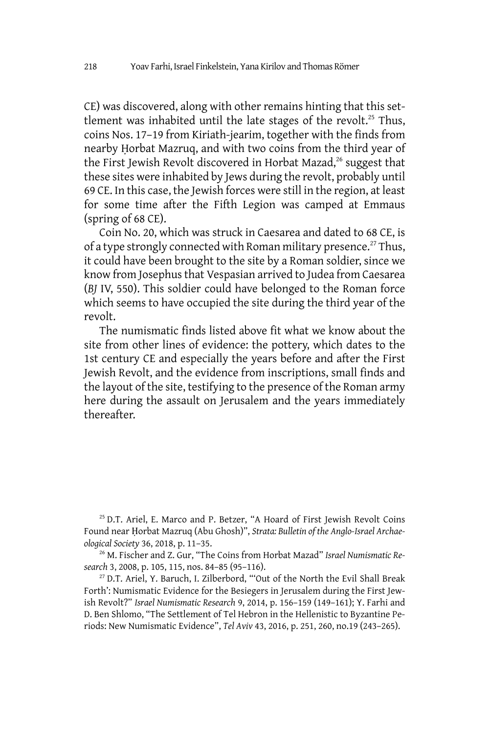CE) was discovered, along with other remains hinting that this settlement was inhabited until the late stages of the revolt.[25] Thus, coins Nos. 17–19 from Kiriath-jearim, together with the finds from nearby Ḥorbat Mazruq, and with two coins from the third year of the First Jewish Revolt discovered in Horbat Mazad,[26] suggest that these sites were inhabited by Jews during the revolt, probably until 69 CE. In this case, the Jewish forces were still in the region, at least for some time after the Fifth Legion was camped at Emmaus (spring of 68 CE).

Coin No. 20, which was struck in Caesarea and dated to 68 CE, is of a type strongly connected with Roman military presence.[27] Thus, it could have been brought to the site by a Roman soldier, since we know from Josephus that Vespasian arrived to Judea from Caesarea (*BJ* IV, 550). This soldier could have belonged to the Roman force which seems to have occupied the site during the third year of the revolt.

The numismatic finds listed above fit what we know about the site from other lines of evidence: the pottery, which dates to the 1st century CE and especially the years before and after the First Jewish Revolt, and the evidence from inscriptions, small finds and the layout of the site, testifying to the presence of the Roman army here during the assault on Jerusalem and the years immediately thereafter.

[25] D.T. Ariel, E. Marco and P. Betzer, "A Hoard of First Jewish Revolt Coins Found near Ḥorbat Mazruq (Abu Ghosh)", *Strata: Bulletin of the Anglo-Israel Archaeological Society* 36, 2018, p. 11–35.

[26] M. Fischer and Z. Gur, "The Coins from Horbat Mazad" *Israel Numismatic Research* 3, 2008, p. 105, 115, nos. 84–85 (95–116).

[27] D.T. Ariel, Y. Baruch, I. Zilberbord, "'Out of the North the Evil Shall Break Forth': Numismatic Evidence for the Besiegers in Jerusalem during the First Jewish Revolt?" *Israel Numismatic Research* 9, 2014, p. 156–159 (149–161); Y. Farhi and D. Ben Shlomo, "The Settlement of Tel Hebron in the Hellenistic to Byzantine Periods: New Numismatic Evidence", *Tel Aviv* 43, 2016, p. 251, 260, no.19 (243–265).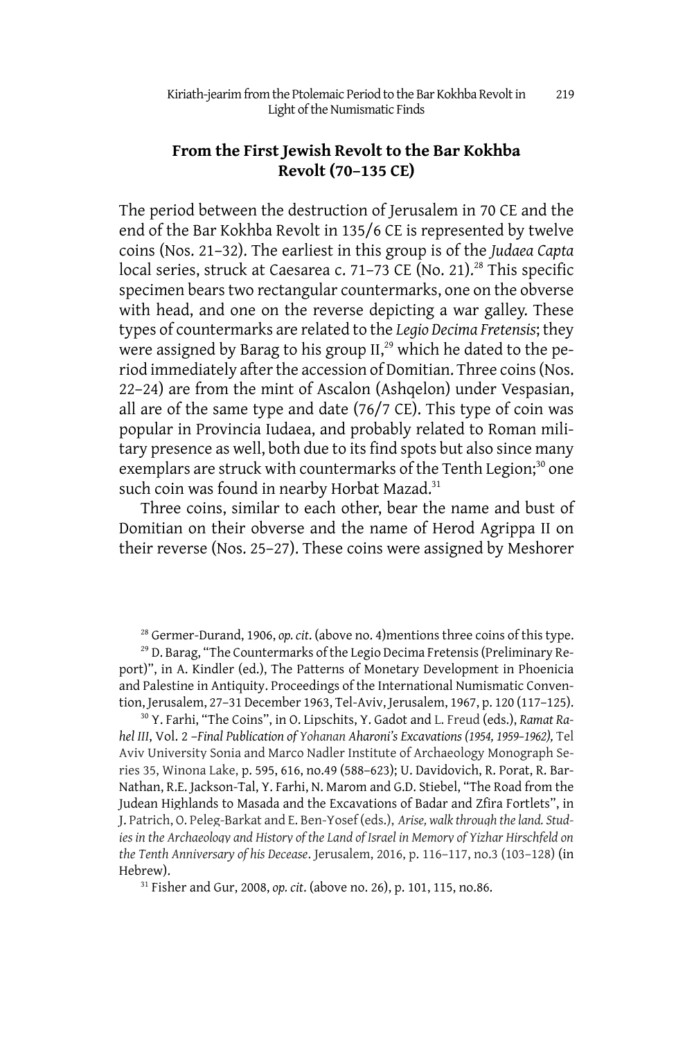## From the First Jewish Revolt to the Bar Kokhba Revolt (70–135 CE)

The period between the destruction of Jerusalem in 70 CE and the end of the Bar Kokhba Revolt in 135/6 CE is represented by twelve coins (Nos. 21–32). The earliest in this group is of the *Judaea Capta* local series, struck at Caesarea c. 71–73 CE (No. 21).[28] This specific specimen bears two rectangular countermarks, one on the obverse with head, and one on the reverse depicting a war galley. These types of countermarks are related to the *Legio Decima Fretensis*; they were assigned by Barag to his group II,[29] which he dated to the period immediately after the accession of Domitian. Three coins (Nos. 22–24) are from the mint of Ascalon (Ashqelon) under Vespasian, all are of the same type and date (76/7 CE). This type of coin was popular in Provincia Iudaea, and probably related to Roman military presence as well, both due to its find spots but also since many exemplars are struck with countermarks of the Tenth Legion;[30] one such coin was found in nearby Horbat Mazad.[31]

Three coins, similar to each other, bear the name and bust of Domitian on their obverse and the name of Herod Agrippa II on their reverse (Nos. 25–27). These coins were assigned by Meshorer

---

[28] Germer-Durand, 1906, *op. cit.* (above no. 4)mentions three coins of this type.

[29] D. Barag, "The Countermarks of the Legio Decima Fretensis (Preliminary Report)", in A. Kindler (ed.), The Patterns of Monetary Development in Phoenicia and Palestine in Antiquity. Proceedings of the International Numismatic Convention, Jerusalem, 27–31 December 1963, Tel-Aviv, Jerusalem, 1967, p. 120 (117–125).

[30] Y. Farhi, "The Coins", in O. Lipschits, Y. Gadot and L. Freud (eds.), *Ramat Rahel III*, Vol. 2 *–Final Publication of Yohanan Aharoni's Excavations (1954, 1959–1962),* Tel Aviv University Sonia and Marco Nadler Institute of Archaeology Monograph Series 35, Winona Lake, p. 595, 616, no.49 (588–623); U. Davidovich, R. Porat, R. Bar-Nathan, R.E. Jackson-Tal, Y. Farhi, N. Marom and G.D. Stiebel, "The Road from the Judean Highlands to Masada and the Excavations of Badar and Zfira Fortlets", in J. Patrich, O. Peleg-Barkat and E. Ben-Yosef (eds.), *Arise, walk through the land. Studies in the Archaeology and History of the Land of Israel in Memory of Yizhar Hirschfeld on the Tenth Anniversary of his Decease*. Jerusalem, 2016, p. 116–117, no.3 (103–128) (in Hebrew).

[31] Fisher and Gur, 2008, *op. cit.* (above no. 26), p. 101, 115, no.86.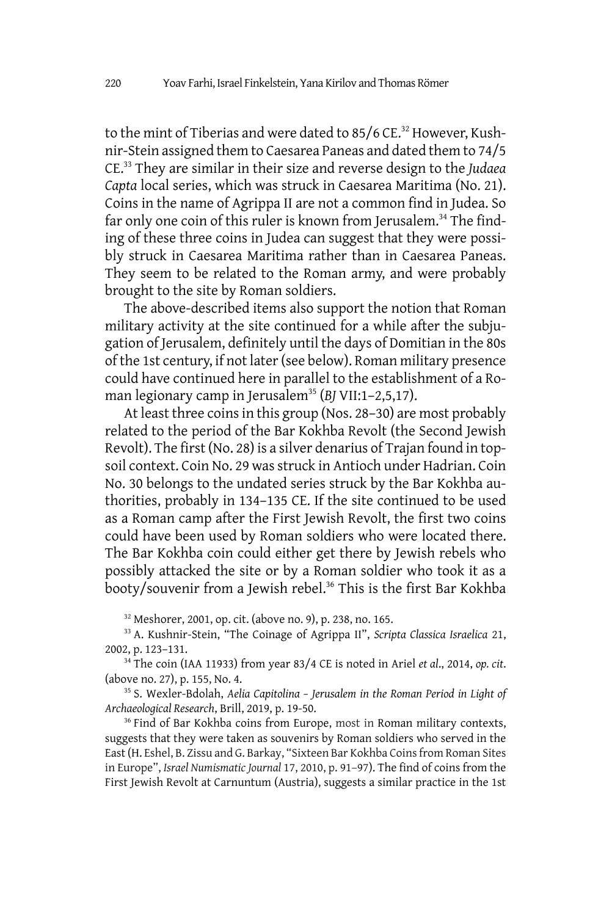to the mint of Tiberias and were dated to 85/6 CE.[32] However, Kushnir-Stein assigned them to Caesarea Paneas and dated them to 74/5 CE.[33] They are similar in their size and reverse design to the *Judaea Capta* local series, which was struck in Caesarea Maritima (No. 21). Coins in the name of Agrippa II are not a common find in Judea. So far only one coin of this ruler is known from Jerusalem.[34] The finding of these three coins in Judea can suggest that they were possibly struck in Caesarea Maritima rather than in Caesarea Paneas. They seem to be related to the Roman army, and were probably brought to the site by Roman soldiers.

The above-described items also support the notion that Roman military activity at the site continued for a while after the subjugation of Jerusalem, definitely until the days of Domitian in the 80s of the 1st century, if not later (see below). Roman military presence could have continued here in parallel to the establishment of a Roman legionary camp in Jerusalem[35] (*BJ* VII:1–2,5,17).

At least three coins in this group (Nos. 28–30) are most probably related to the period of the Bar Kokhba Revolt (the Second Jewish Revolt). The first (No. 28) is a silver denarius of Trajan found in topsoil context. Coin No. 29 was struck in Antioch under Hadrian. Coin No. 30 belongs to the undated series struck by the Bar Kokhba authorities, probably in 134–135 CE. If the site continued to be used as a Roman camp after the First Jewish Revolt, the first two coins could have been used by Roman soldiers who were located there. The Bar Kokhba coin could either get there by Jewish rebels who possibly attacked the site or by a Roman soldier who took it as a booty/souvenir from a Jewish rebel.[36] This is the first Bar Kokhba

[32] Meshorer, 2001, op. cit. (above no. 9), p. 238, no. 165.

[33] A. Kushnir-Stein, "The Coinage of Agrippa II", *Scripta Classica Israelica* 21, 2002, p. 123–131.

[34] The coin (IAA 11933) from year 83/4 CE is noted in Ariel *et al*., 2014, *op. cit*. (above no. 27), p. 155, No. 4.

[35] S. Wexler-Bdolah, *Aelia Capitolina – Jerusalem in the Roman Period in Light of Archaeological Research*, Brill, 2019, p. 19-50.

[36] Find of Bar Kokhba coins from Europe, most in Roman military contexts, suggests that they were taken as souvenirs by Roman soldiers who served in the East (H. Eshel, B. Zissu and G. Barkay, "Sixteen Bar Kokhba Coins from Roman Sites in Europe", *Israel Numismatic Journal* 17, 2010, p. 91–97). The find of coins from the First Jewish Revolt at Carnuntum (Austria), suggests a similar practice in the 1st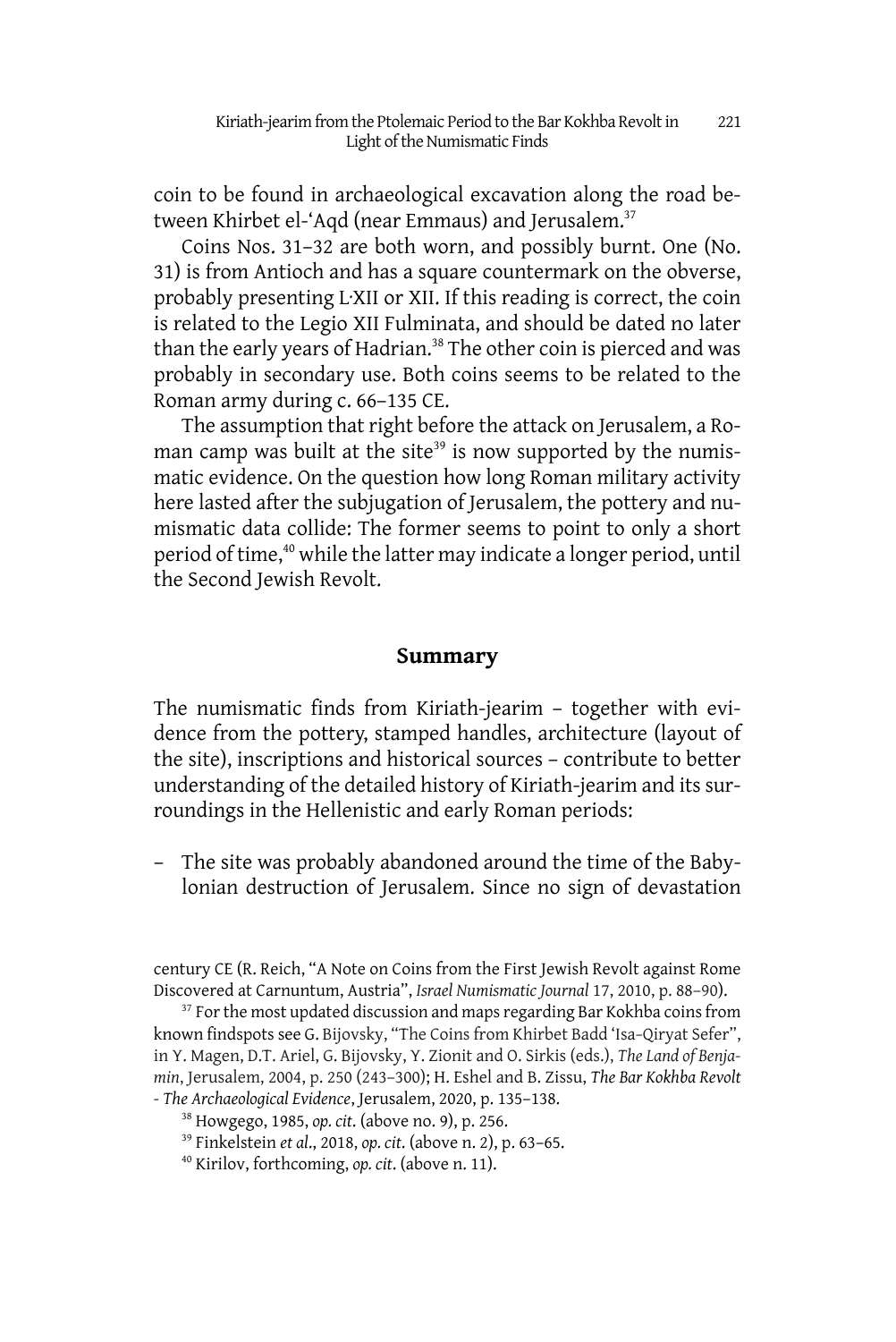coin to be found in archaeological excavation along the road between Khirbet el-ʿAqd (near Emmaus) and Jerusalem.[37]

Coins Nos. 31–32 are both worn, and possibly burnt. One (No. 31) is from Antioch and has a square countermark on the obverse, probably presenting L·XII or XII. If this reading is correct, the coin is related to the Legio XII Fulminata, and should be dated no later than the early years of Hadrian.[38] The other coin is pierced and was probably in secondary use. Both coins seems to be related to the Roman army during c. 66–135 CE.

The assumption that right before the attack on Jerusalem, a Roman camp was built at the site[39] is now supported by the numismatic evidence. On the question how long Roman military activity here lasted after the subjugation of Jerusalem, the pottery and numismatic data collide: The former seems to point to only a short period of time,[40] while the latter may indicate a longer period, until the Second Jewish Revolt.

## Summary

The numismatic finds from Kiriath-jearim – together with evidence from the pottery, stamped handles, architecture (layout of the site), inscriptions and historical sources – contribute to better understanding of the detailed history of Kiriath-jearim and its surroundings in the Hellenistic and early Roman periods:

– The site was probably abandoned around the time of the Babylonian destruction of Jerusalem. Since no sign of devastation

century CE (R. Reich, "A Note on Coins from the First Jewish Revolt against Rome Discovered at Carnuntum, Austria", *Israel Numismatic Journal* 17, 2010, p. 88–90).

[37] For the most updated discussion and maps regarding Bar Kokhba coins from known findspots see G. Bijovsky, "The Coins from Khirbet Badd ʿIsa–Qiryat Sefer", in Y. Magen, D.T. Ariel, G. Bijovsky, Y. Zionit and O. Sirkis (eds.), *The Land of Benjamin*, Jerusalem, 2004, p. 250 (243–300); H. Eshel and B. Zissu, *The Bar Kokhba Revolt - The Archaeological Evidence*, Jerusalem, 2020, p. 135–138.

[38] Howgego, 1985, *op. cit.* (above no. 9), p. 256.

[39] Finkelstein *et al.*, 2018, *op. cit.* (above n. 2), p. 63–65.

[40] Kirilov, forthcoming, *op. cit.* (above n. 11).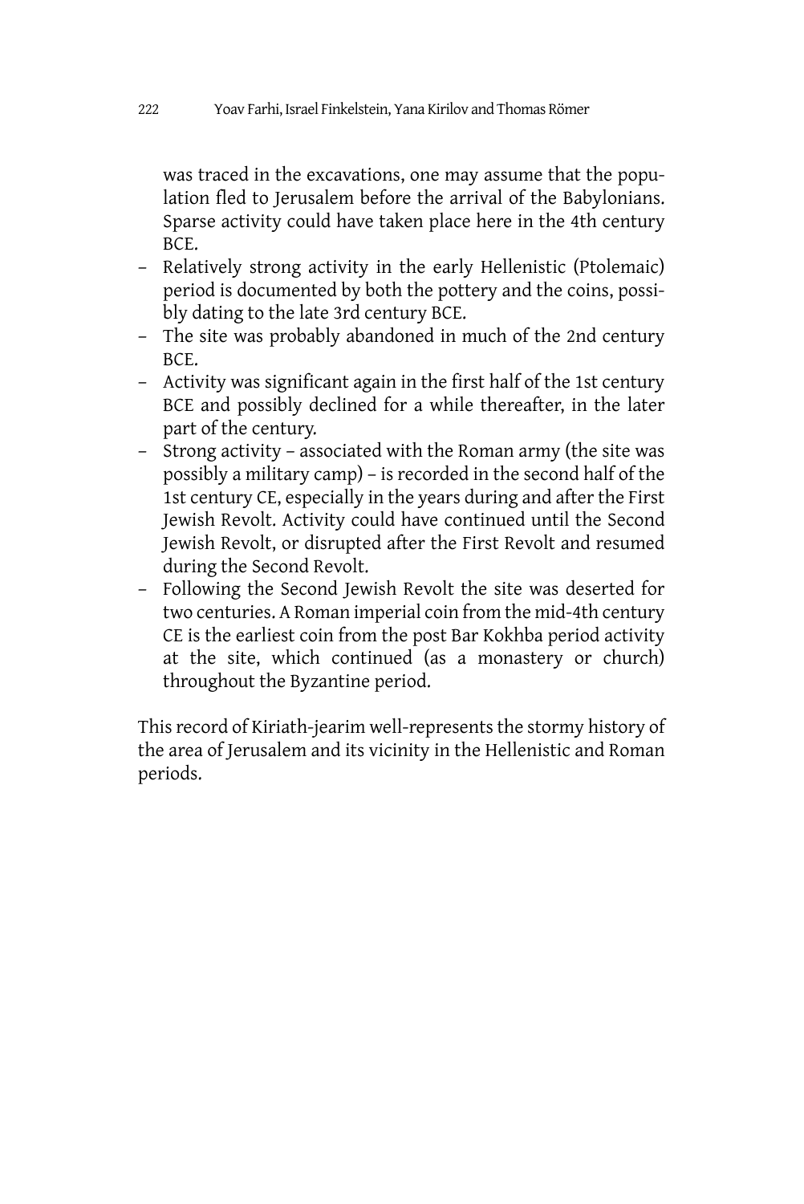was traced in the excavations, one may assume that the population fled to Jerusalem before the arrival of the Babylonians. Sparse activity could have taken place here in the 4th century BCE.

- Relatively strong activity in the early Hellenistic (Ptolemaic) period is documented by both the pottery and the coins, possibly dating to the late 3rd century BCE.
- The site was probably abandoned in much of the 2nd century BCE.
- Activity was significant again in the first half of the 1st century BCE and possibly declined for a while thereafter, in the later part of the century.
- Strong activity – associated with the Roman army (the site was possibly a military camp) – is recorded in the second half of the 1st century CE, especially in the years during and after the First Jewish Revolt. Activity could have continued until the Second Jewish Revolt, or disrupted after the First Revolt and resumed during the Second Revolt.
- Following the Second Jewish Revolt the site was deserted for two centuries. A Roman imperial coin from the mid-4th century CE is the earliest coin from the post Bar Kokhba period activity at the site, which continued (as a monastery or church) throughout the Byzantine period.

This record of Kiriath-jearim well-represents the stormy history of the area of Jerusalem and its vicinity in the Hellenistic and Roman periods.